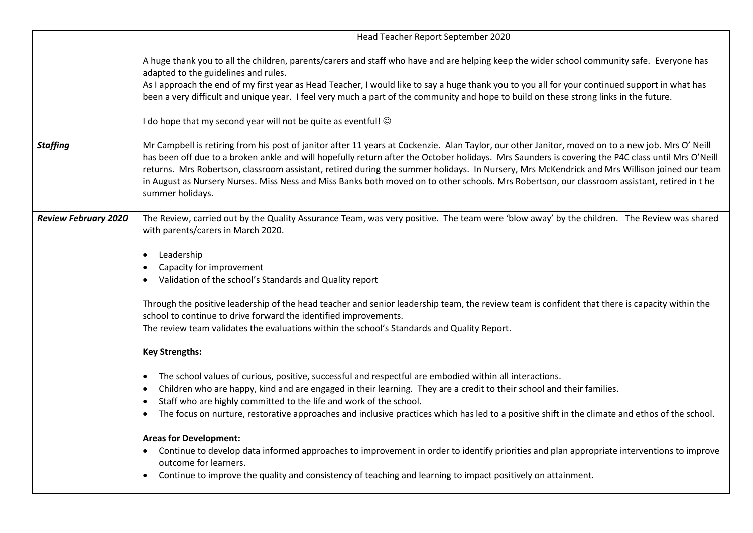| | Head Teacher Report September 2020<br><br>A huge thank you to all the children, parents/carers and staff who have and are helping keep the wider school community safe. Everyone has adapted to the guidelines and rules.<br>As I approach the end of my first year as Head Teacher, I would like to say a huge thank you to you all for your continued support in what has been a very difficult and unique year. I feel very much a part of the community and hope to build on these strong links in the future.<br><br>I do hope that my second year will not be quite as eventful! ☺ |
|---|---|
| ***Staffing*** | Mr Campbell is retiring from his post of janitor after 11 years at Cockenzie. Alan Taylor, our other Janitor, moved on to a new job. Mrs O' Neill has been off due to a broken ankle and will hopefully return after the October holidays. Mrs Saunders is covering the P4C class until Mrs O'Neill returns. Mrs Robertson, classroom assistant, retired during the summer holidays. In Nursery, Mrs McKendrick and Mrs Willison joined our team in August as Nursery Nurses. Miss Ness and Miss Banks both moved on to other schools. Mrs Robertson, our classroom assistant, retired in t he summer holidays. |
| ***Review February 2020*** | The Review, carried out by the Quality Assurance Team, was very positive. The team were 'blow away' by the children. The Review was shared with parents/carers in March 2020.<br><br>• Leadership<br>• Capacity for improvement<br>• Validation of the school's Standards and Quality report<br><br>Through the positive leadership of the head teacher and senior leadership team, the review team is confident that there is capacity within the school to continue to drive forward the identified improvements.<br>The review team validates the evaluations within the school's Standards and Quality Report.<br><br>**Key Strengths:**<br><br>• The school values of curious, positive, successful and respectful are embodied within all interactions.<br>• Children who are happy, kind and are engaged in their learning. They are a credit to their school and their families.<br>• Staff who are highly committed to the life and work of the school.<br>• The focus on nurture, restorative approaches and inclusive practices which has led to a positive shift in the climate and ethos of the school.<br><br>**Areas for Development:**<br>• Continue to develop data informed approaches to improvement in order to identify priorities and plan appropriate interventions to improve outcome for learners.<br>• Continue to improve the quality and consistency of teaching and learning to impact positively on attainment. |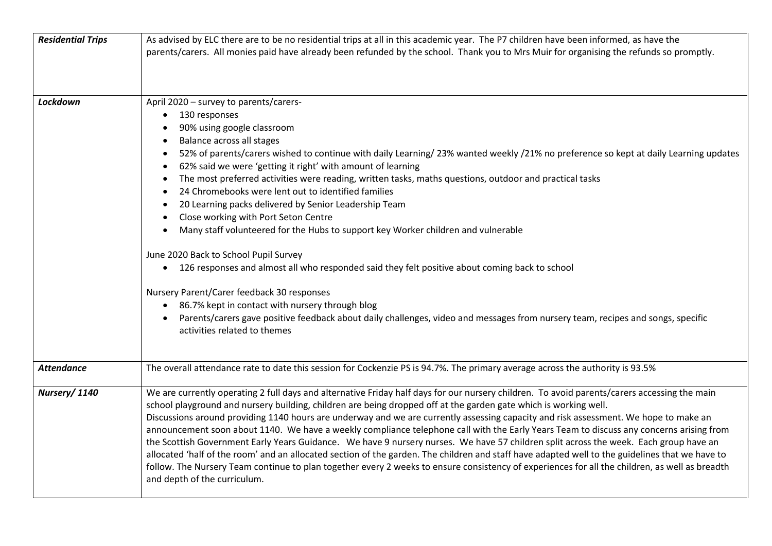| | |
|---|---|
| ***Residential Trips*** | As advised by ELC there are to be no residential trips at all in this academic year. The P7 children have been informed, as have the parents/carers. All monies paid have already been refunded by the school. Thank you to Mrs Muir for organising the refunds so promptly. |
| ***Lockdown*** | April 2020 – survey to parents/carers-<br>• 130 responses<br>• 90% using google classroom<br>• Balance across all stages<br>• 52% of parents/carers wished to continue with daily Learning/ 23% wanted weekly /21% no preference so kept at daily Learning updates<br>• 62% said we were 'getting it right' with amount of learning<br>• The most preferred activities were reading, written tasks, maths questions, outdoor and practical tasks<br>• 24 Chromebooks were lent out to identified families<br>• 20 Learning packs delivered by Senior Leadership Team<br>• Close working with Port Seton Centre<br>• Many staff volunteered for the Hubs to support key Worker children and vulnerable<br><br>June 2020 Back to School Pupil Survey<br>• 126 responses and almost all who responded said they felt positive about coming back to school<br><br>Nursery Parent/Carer feedback 30 responses<br>• 86.7% kept in contact with nursery through blog<br>• Parents/carers gave positive feedback about daily challenges, video and messages from nursery team, recipes and songs, specific activities related to themes |
| ***Attendance*** | The overall attendance rate to date this session for Cockenzie PS is 94.7%. The primary average across the authority is 93.5% |
| ***Nursery/ 1140*** | We are currently operating 2 full days and alternative Friday half days for our nursery children. To avoid parents/carers accessing the main school playground and nursery building, children are being dropped off at the garden gate which is working well.<br>Discussions around providing 1140 hours are underway and we are currently assessing capacity and risk assessment. We hope to make an announcement soon about 1140. We have a weekly compliance telephone call with the Early Years Team to discuss any concerns arising from the Scottish Government Early Years Guidance. We have 9 nursery nurses. We have 57 children split across the week. Each group have an allocated 'half of the room' and an allocated section of the garden. The children and staff have adapted well to the guidelines that we have to follow. The Nursery Team continue to plan together every 2 weeks to ensure consistency of experiences for all the children, as well as breadth and depth of the curriculum. |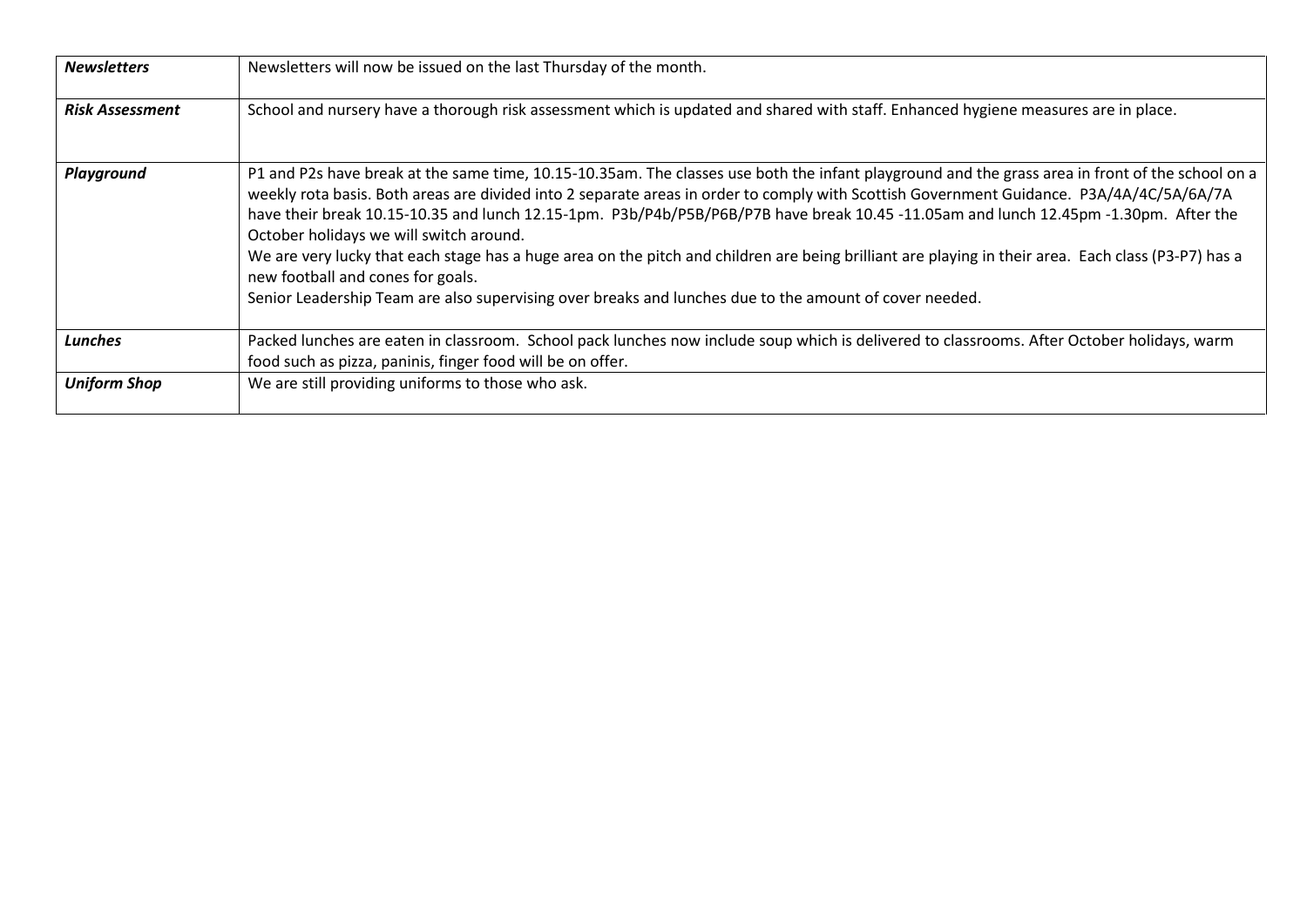| | |
|---|---|
| ***Newsletters*** | Newsletters will now be issued on the last Thursday of the month. |
| ***Risk Assessment*** | School and nursery have a thorough risk assessment which is updated and shared with staff. Enhanced hygiene measures are in place. |
| ***Playground*** | P1 and P2s have break at the same time, 10.15-10.35am. The classes use both the infant playground and the grass area in front of the school on a weekly rota basis. Both areas are divided into 2 separate areas in order to comply with Scottish Government Guidance. P3A/4A/4C/5A/6A/7A have their break 10.15-10.35 and lunch 12.15-1pm. P3b/P4b/P5B/P6B/P7B have break 10.45 -11.05am and lunch 12.45pm -1.30pm. After the October holidays we will switch around.<br>We are very lucky that each stage has a huge area on the pitch and children are being brilliant are playing in their area. Each class (P3-P7) has a new football and cones for goals.<br>Senior Leadership Team are also supervising over breaks and lunches due to the amount of cover needed. |
| ***Lunches*** | Packed lunches are eaten in classroom. School pack lunches now include soup which is delivered to classrooms. After October holidays, warm food such as pizza, paninis, finger food will be on offer. |
| ***Uniform Shop*** | We are still providing uniforms to those who ask. |